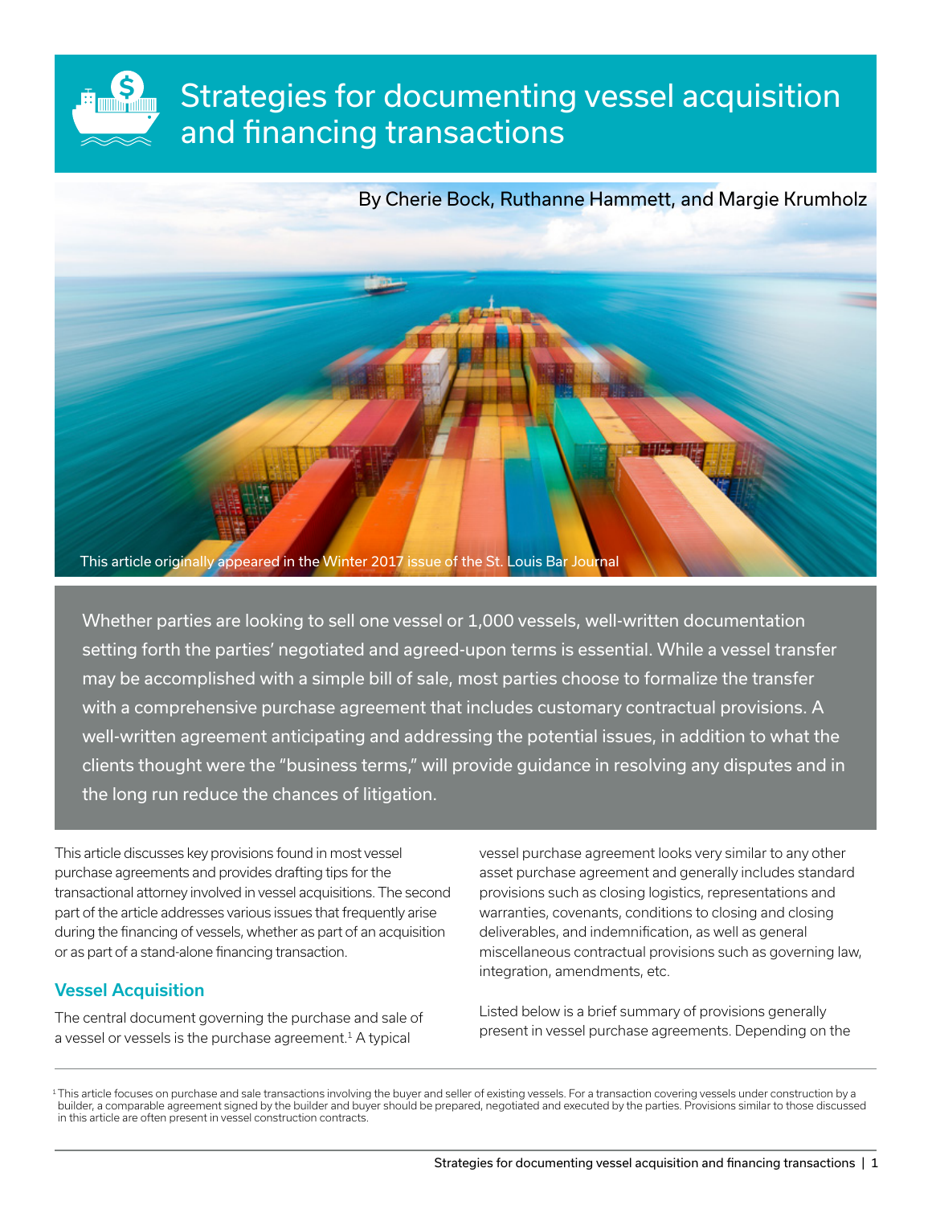# Strategies for documenting vessel acquisition and financing transactions

By Cherie Bock, Ruthanne Hammett, and Margie Krumholz

This article originally appeared in the Winter 2017 issue of the St. Louis Bar Journal

Whether parties are looking to sell one vessel or 1,000 vessels, well-written documentation setting forth the parties' negotiated and agreed-upon terms is essential. While a vessel transfer may be accomplished with a simple bill of sale, most parties choose to formalize the transfer with a comprehensive purchase agreement that includes customary contractual provisions. A well-written agreement anticipating and addressing the potential issues, in addition to what the clients thought were the "business terms," will provide guidance in resolving any disputes and in the long run reduce the chances of litigation.

This article discusses key provisions found in most vessel purchase agreements and provides drafting tips for the transactional attorney involved in vessel acquisitions. The second part of the article addresses various issues that frequently arise during the financing of vessels, whether as part of an acquisition or as part of a stand-alone financing transaction.

## Vessel Acquisition

The central document governing the purchase and sale of a vessel or vessels is the purchase agreement.[1] A typical vessel purchase agreement looks very similar to any other asset purchase agreement and generally includes standard provisions such as closing logistics, representations and warranties, covenants, conditions to closing and closing deliverables, and indemnification, as well as general miscellaneous contractual provisions such as governing law, integration, amendments, etc.

Listed below is a brief summary of provisions generally present in vessel purchase agreements. Depending on the

[1] This article focuses on purchase and sale transactions involving the buyer and seller of existing vessels. For a transaction covering vessels under construction by a builder, a comparable agreement signed by the builder and buyer should be prepared, negotiated and executed by the parties. Provisions similar to those discussed in this article are often present in vessel construction contracts.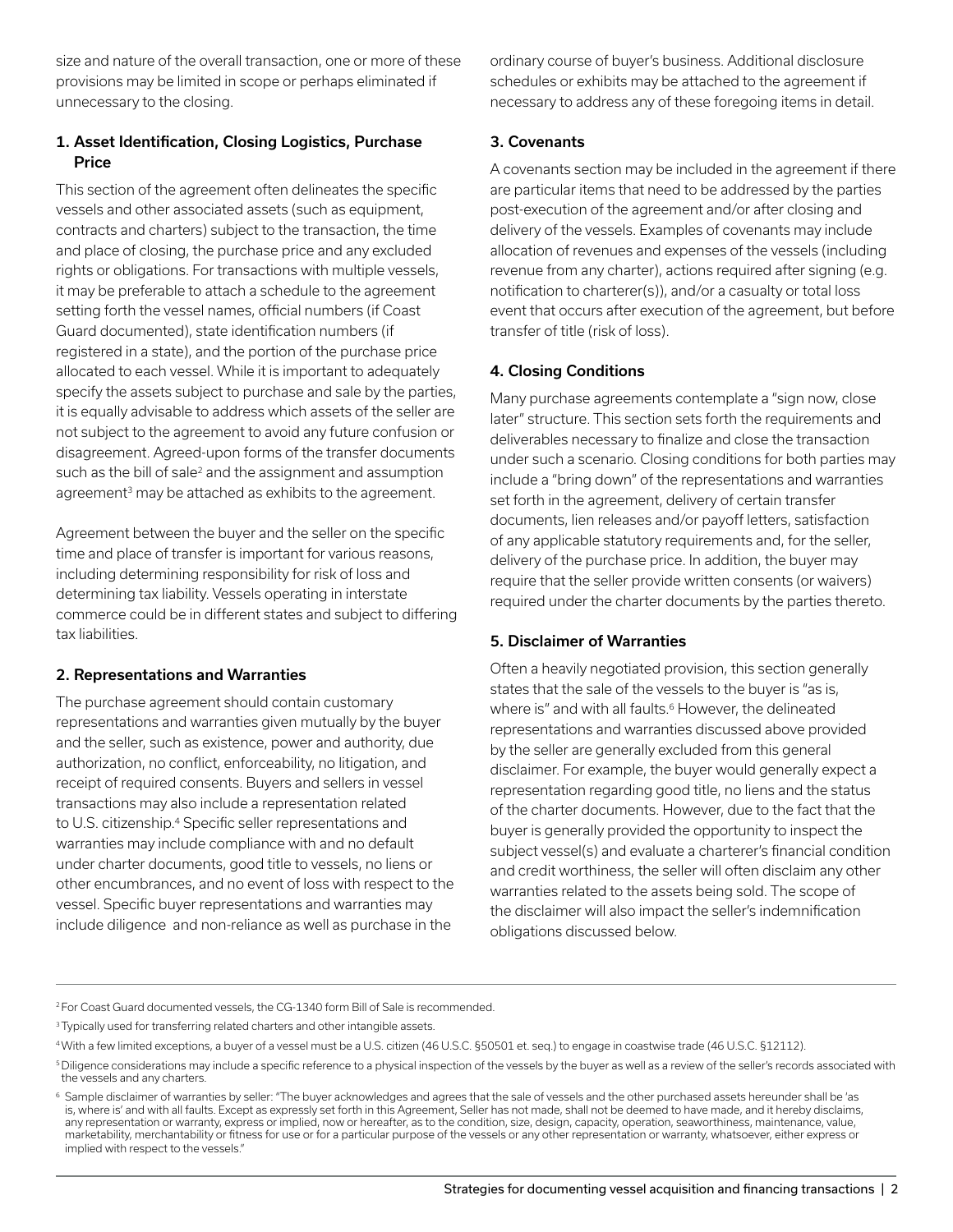size and nature of the overall transaction, one or more of these provisions may be limited in scope or perhaps eliminated if unnecessary to the closing.

### 1. Asset Identification, Closing Logistics, Purchase Price

This section of the agreement often delineates the specific vessels and other associated assets (such as equipment, contracts and charters) subject to the transaction, the time and place of closing, the purchase price and any excluded rights or obligations. For transactions with multiple vessels, it may be preferable to attach a schedule to the agreement setting forth the vessel names, official numbers (if Coast Guard documented), state identification numbers (if registered in a state), and the portion of the purchase price allocated to each vessel. While it is important to adequately specify the assets subject to purchase and sale by the parties, it is equally advisable to address which assets of the seller are not subject to the agreement to avoid any future confusion or disagreement. Agreed-upon forms of the transfer documents such as the bill of sale[2] and the assignment and assumption agreement[3] may be attached as exhibits to the agreement.

Agreement between the buyer and the seller on the specific time and place of transfer is important for various reasons, including determining responsibility for risk of loss and determining tax liability. Vessels operating in interstate commerce could be in different states and subject to differing tax liabilities.

### 2. Representations and Warranties

The purchase agreement should contain customary representations and warranties given mutually by the buyer and the seller, such as existence, power and authority, due authorization, no conflict, enforceability, no litigation, and receipt of required consents. Buyers and sellers in vessel transactions may also include a representation related to U.S. citizenship.[4] Specific seller representations and warranties may include compliance with and no default under charter documents, good title to vessels, no liens or other encumbrances, and no event of loss with respect to the vessel. Specific buyer representations and warranties may include diligence and non-reliance as well as purchase in the ordinary course of buyer's business. Additional disclosure schedules or exhibits may be attached to the agreement if necessary to address any of these foregoing items in detail.

### 3. Covenants

A covenants section may be included in the agreement if there are particular items that need to be addressed by the parties post-execution of the agreement and/or after closing and delivery of the vessels. Examples of covenants may include allocation of revenues and expenses of the vessels (including revenue from any charter), actions required after signing (e.g. notification to charterer(s)), and/or a casualty or total loss event that occurs after execution of the agreement, but before transfer of title (risk of loss).

### 4. Closing Conditions

Many purchase agreements contemplate a "sign now, close later" structure. This section sets forth the requirements and deliverables necessary to finalize and close the transaction under such a scenario. Closing conditions for both parties may include a "bring down" of the representations and warranties set forth in the agreement, delivery of certain transfer documents, lien releases and/or payoff letters, satisfaction of any applicable statutory requirements and, for the seller, delivery of the purchase price. In addition, the buyer may require that the seller provide written consents (or waivers) required under the charter documents by the parties thereto.

### 5. Disclaimer of Warranties

Often a heavily negotiated provision, this section generally states that the sale of the vessels to the buyer is "as is, where is" and with all faults.[6] However, the delineated representations and warranties discussed above provided by the seller are generally excluded from this general disclaimer. For example, the buyer would generally expect a representation regarding good title, no liens and the status of the charter documents. However, due to the fact that the buyer is generally provided the opportunity to inspect the subject vessel(s) and evaluate a charterer's financial condition and credit worthiness, the seller will often disclaim any other warranties related to the assets being sold. The scope of the disclaimer will also impact the seller's indemnification obligations discussed below.

---

[2] For Coast Guard documented vessels, the CG-1340 form Bill of Sale is recommended.

[3] Typically used for transferring related charters and other intangible assets.

[4] With a few limited exceptions, a buyer of a vessel must be a U.S. citizen (46 U.S.C. §50501 et. seq.) to engage in coastwise trade (46 U.S.C. §12112).

[5] Diligence considerations may include a specific reference to a physical inspection of the vessels by the buyer as well as a review of the seller's records associated with the vessels and any charters.

[6] Sample disclaimer of warranties by seller: "The buyer acknowledges and agrees that the sale of vessels and the other purchased assets hereunder shall be 'as is, where is' and with all faults. Except as expressly set forth in this Agreement, Seller has not made, shall not be deemed to have made, and it hereby disclaims, any representation or warranty, express or implied, now or hereafter, as to the condition, size, design, capacity, operation, seaworthiness, maintenance, value, marketability, merchantability or fitness for use or for a particular purpose of the vessels or any other representation or warranty, whatsoever, either express or implied with respect to the vessels."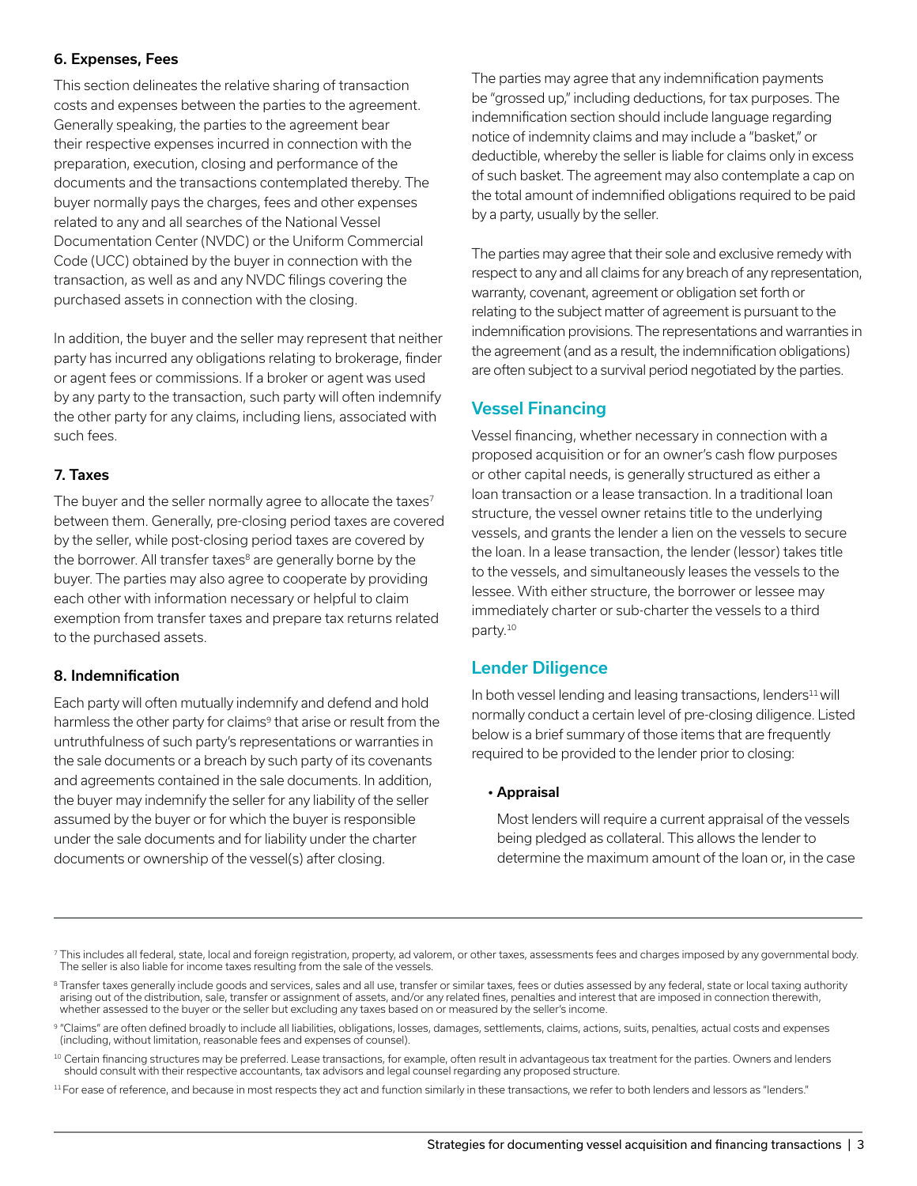#### 6. Expenses, Fees

This section delineates the relative sharing of transaction costs and expenses between the parties to the agreement. Generally speaking, the parties to the agreement bear their respective expenses incurred in connection with the preparation, execution, closing and performance of the documents and the transactions contemplated thereby. The buyer normally pays the charges, fees and other expenses related to any and all searches of the National Vessel Documentation Center (NVDC) or the Uniform Commercial Code (UCC) obtained by the buyer in connection with the transaction, as well as and any NVDC filings covering the purchased assets in connection with the closing.

In addition, the buyer and the seller may represent that neither party has incurred any obligations relating to brokerage, finder or agent fees or commissions. If a broker or agent was used by any party to the transaction, such party will often indemnify the other party for any claims, including liens, associated with such fees.

#### 7. Taxes

The buyer and the seller normally agree to allocate the taxes[7] between them. Generally, pre-closing period taxes are covered by the seller, while post-closing period taxes are covered by the borrower. All transfer taxes[8] are generally borne by the buyer. The parties may also agree to cooperate by providing each other with information necessary or helpful to claim exemption from transfer taxes and prepare tax returns related to the purchased assets.

#### 8. Indemnification

Each party will often mutually indemnify and defend and hold harmless the other party for claims[9] that arise or result from the untruthfulness of such party's representations or warranties in the sale documents or a breach by such party of its covenants and agreements contained in the sale documents. In addition, the buyer may indemnify the seller for any liability of the seller assumed by the buyer or for which the buyer is responsible under the sale documents and for liability under the charter documents or ownership of the vessel(s) after closing.

The parties may agree that any indemnification payments be "grossed up," including deductions, for tax purposes. The indemnification section should include language regarding notice of indemnity claims and may include a "basket," or deductible, whereby the seller is liable for claims only in excess of such basket. The agreement may also contemplate a cap on the total amount of indemnified obligations required to be paid by a party, usually by the seller.

The parties may agree that their sole and exclusive remedy with respect to any and all claims for any breach of any representation, warranty, covenant, agreement or obligation set forth or relating to the subject matter of agreement is pursuant to the indemnification provisions. The representations and warranties in the agreement (and as a result, the indemnification obligations) are often subject to a survival period negotiated by the parties.

## Vessel Financing

Vessel financing, whether necessary in connection with a proposed acquisition or for an owner's cash flow purposes or other capital needs, is generally structured as either a loan transaction or a lease transaction. In a traditional loan structure, the vessel owner retains title to the underlying vessels, and grants the lender a lien on the vessels to secure the loan. In a lease transaction, the lender (lessor) takes title to the vessels, and simultaneously leases the vessels to the lessee. With either structure, the borrower or lessee may immediately charter or sub-charter the vessels to a third party.[10]

## Lender Diligence

In both vessel lending and leasing transactions, lenders[11] will normally conduct a certain level of pre-closing diligence. Listed below is a brief summary of those items that are frequently required to be provided to the lender prior to closing:

- **Appraisal**

  Most lenders will require a current appraisal of the vessels being pledged as collateral. This allows the lender to determine the maximum amount of the loan or, in the case

---

[7] This includes all federal, state, local and foreign registration, property, ad valorem, or other taxes, assessments fees and charges imposed by any governmental body. The seller is also liable for income taxes resulting from the sale of the vessels.

[8] Transfer taxes generally include goods and services, sales and all use, transfer or similar taxes, fees or duties assessed by any federal, state or local taxing authority arising out of the distribution, sale, transfer or assignment of assets, and/or any related fines, penalties and interest that are imposed in connection therewith, whether assessed to the buyer or the seller but excluding any taxes based on or measured by the seller's income.

[9] "Claims" are often defined broadly to include all liabilities, obligations, losses, damages, settlements, claims, actions, suits, penalties, actual costs and expenses (including, without limitation, reasonable fees and expenses of counsel).

[10] Certain financing structures may be preferred. Lease transactions, for example, often result in advantageous tax treatment for the parties. Owners and lenders should consult with their respective accountants, tax advisors and legal counsel regarding any proposed structure.

[11] For ease of reference, and because in most respects they act and function similarly in these transactions, we refer to both lenders and lessors as "lenders."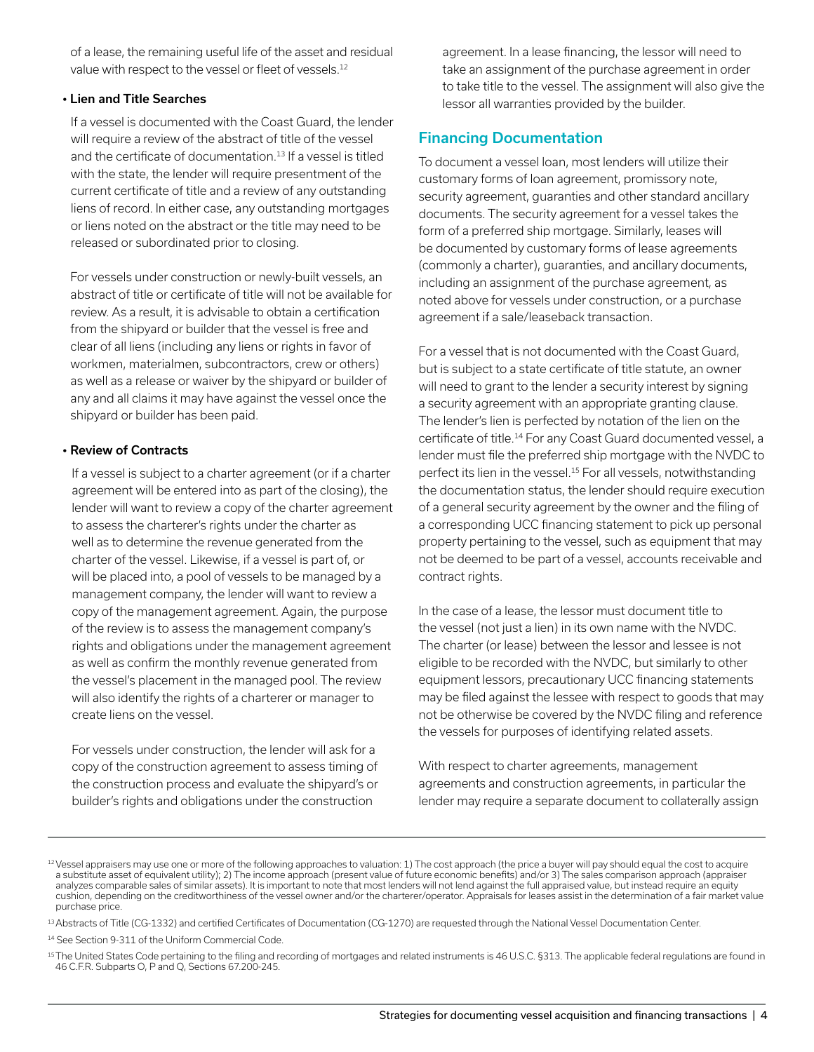of a lease, the remaining useful life of the asset and residual value with respect to the vessel or fleet of vessels.[12]

- **Lien and Title Searches**

  If a vessel is documented with the Coast Guard, the lender will require a review of the abstract of title of the vessel and the certificate of documentation.[13] If a vessel is titled with the state, the lender will require presentment of the current certificate of title and a review of any outstanding liens of record. In either case, any outstanding mortgages or liens noted on the abstract or the title may need to be released or subordinated prior to closing.

  For vessels under construction or newly-built vessels, an abstract of title or certificate of title will not be available for review. As a result, it is advisable to obtain a certification from the shipyard or builder that the vessel is free and clear of all liens (including any liens or rights in favor of workmen, materialmen, subcontractors, crew or others) as well as a release or waiver by the shipyard or builder of any and all claims it may have against the vessel once the shipyard or builder has been paid.

- **Review of Contracts**

  If a vessel is subject to a charter agreement (or if a charter agreement will be entered into as part of the closing), the lender will want to review a copy of the charter agreement to assess the charterer's rights under the charter as well as to determine the revenue generated from the charter of the vessel. Likewise, if a vessel is part of, or will be placed into, a pool of vessels to be managed by a management company, the lender will want to review a copy of the management agreement. Again, the purpose of the review is to assess the management company's rights and obligations under the management agreement as well as confirm the monthly revenue generated from the vessel's placement in the managed pool. The review will also identify the rights of a charterer or manager to create liens on the vessel.

  For vessels under construction, the lender will ask for a copy of the construction agreement to assess timing of the construction process and evaluate the shipyard's or builder's rights and obligations under the construction agreement. In a lease financing, the lessor will need to take an assignment of the purchase agreement in order to take title to the vessel. The assignment will also give the lessor all warranties provided by the builder.

## Financing Documentation

To document a vessel loan, most lenders will utilize their customary forms of loan agreement, promissory note, security agreement, guaranties and other standard ancillary documents. The security agreement for a vessel takes the form of a preferred ship mortgage. Similarly, leases will be documented by customary forms of lease agreements (commonly a charter), guaranties, and ancillary documents, including an assignment of the purchase agreement, as noted above for vessels under construction, or a purchase agreement if a sale/leaseback transaction.

For a vessel that is not documented with the Coast Guard, but is subject to a state certificate of title statute, an owner will need to grant to the lender a security interest by signing a security agreement with an appropriate granting clause. The lender's lien is perfected by notation of the lien on the certificate of title.[14] For any Coast Guard documented vessel, a lender must file the preferred ship mortgage with the NVDC to perfect its lien in the vessel.[15] For all vessels, notwithstanding the documentation status, the lender should require execution of a general security agreement by the owner and the filing of a corresponding UCC financing statement to pick up personal property pertaining to the vessel, such as equipment that may not be deemed to be part of a vessel, accounts receivable and contract rights.

In the case of a lease, the lessor must document title to the vessel (not just a lien) in its own name with the NVDC. The charter (or lease) between the lessor and lessee is not eligible to be recorded with the NVDC, but similarly to other equipment lessors, precautionary UCC financing statements may be filed against the lessee with respect to goods that may not be otherwise be covered by the NVDC filing and reference the vessels for purposes of identifying related assets.

With respect to charter agreements, management agreements and construction agreements, in particular the lender may require a separate document to collaterally assign

---

[12] Vessel appraisers may use one or more of the following approaches to valuation: 1) The cost approach (the price a buyer will pay should equal the cost to acquire a substitute asset of equivalent utility); 2) The income approach (present value of future economic benefits) and/or 3) The sales comparison approach (appraiser analyzes comparable sales of similar assets). It is important to note that most lenders will not lend against the full appraised value, but instead require an equity cushion, depending on the creditworthiness of the vessel owner and/or the charterer/operator. Appraisals for leases assist in the determination of a fair market value purchase price.

[13] Abstracts of Title (CG-1332) and certified Certificates of Documentation (CG-1270) are requested through the National Vessel Documentation Center.

[14] See Section 9-311 of the Uniform Commercial Code.

[15] The United States Code pertaining to the filing and recording of mortgages and related instruments is 46 U.S.C. §313. The applicable federal regulations are found in 46 C.F.R. Subparts O, P and Q, Sections 67.200-245.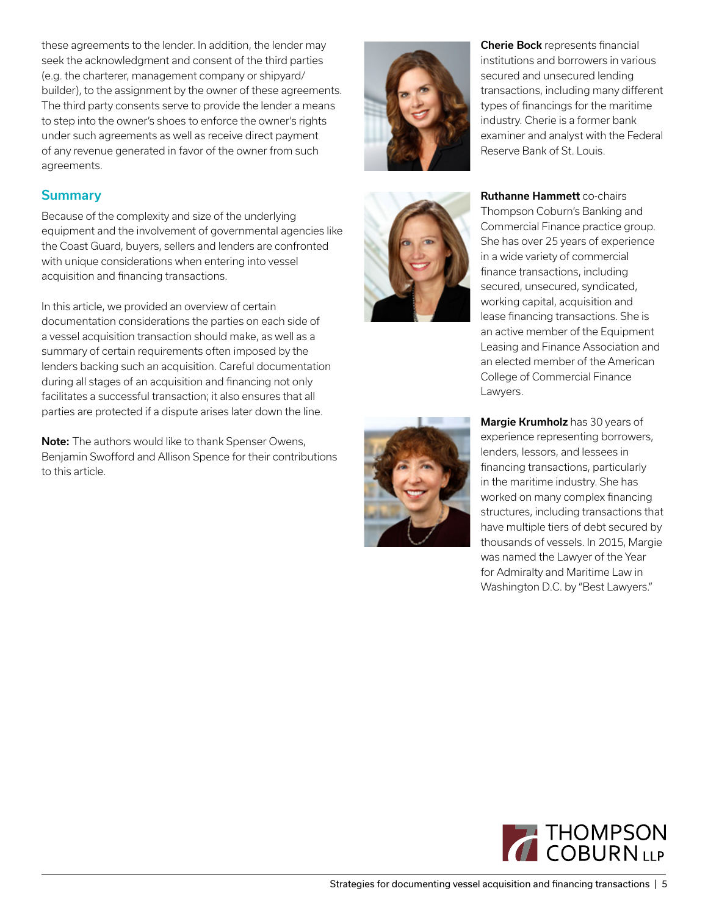these agreements to the lender. In addition, the lender may seek the acknowledgment and consent of the third parties (e.g. the charterer, management company or shipyard/builder), to the assignment by the owner of these agreements. The third party consents serve to provide the lender a means to step into the owner's shoes to enforce the owner's rights under such agreements as well as receive direct payment of any revenue generated in favor of the owner from such agreements.

## Summary

Because of the complexity and size of the underlying equipment and the involvement of governmental agencies like the Coast Guard, buyers, sellers and lenders are confronted with unique considerations when entering into vessel acquisition and financing transactions.

In this article, we provided an overview of certain documentation considerations the parties on each side of a vessel acquisition transaction should make, as well as a summary of certain requirements often imposed by the lenders backing such an acquisition. Careful documentation during all stages of an acquisition and financing not only facilitates a successful transaction; it also ensures that all parties are protected if a dispute arises later down the line.

**Note:** The authors would like to thank Spenser Owens, Benjamin Swofford and Allison Spence for their contributions to this article.

**Cherie Bock** represents financial institutions and borrowers in various secured and unsecured lending transactions, including many different types of financings for the maritime industry. Cherie is a former bank examiner and analyst with the Federal Reserve Bank of St. Louis.

**Ruthanne Hammett** co-chairs Thompson Coburn's Banking and Commercial Finance practice group. She has over 25 years of experience in a wide variety of commercial finance transactions, including secured, unsecured, syndicated, working capital, acquisition and lease financing transactions. She is an active member of the Equipment Leasing and Finance Association and an elected member of the American College of Commercial Finance Lawyers.

**Margie Krumholz** has 30 years of experience representing borrowers, lenders, lessors, and lessees in financing transactions, particularly in the maritime industry. She has worked on many complex financing structures, including transactions that have multiple tiers of debt secured by thousands of vessels. In 2015, Margie was named the Lawyer of the Year for Admiralty and Maritime Law in Washington D.C. by "Best Lawyers."

THOMPSON COBURN LLP